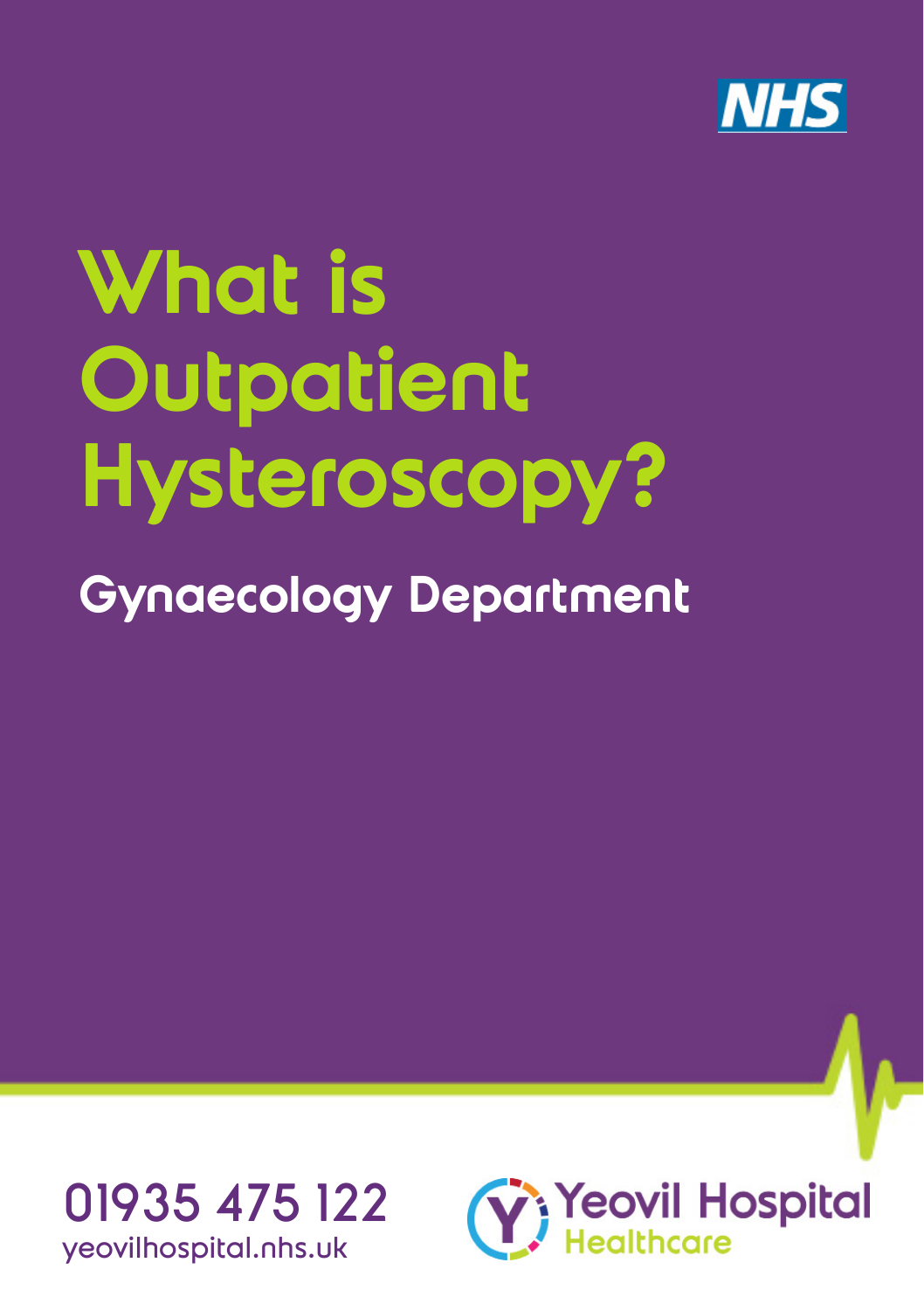NHS

# What is Outpatient Hysteroscopy?

## Gynaecology Department

01935 475 122
yeovilhospital.nhs.uk

Yeovil Hospital Healthcare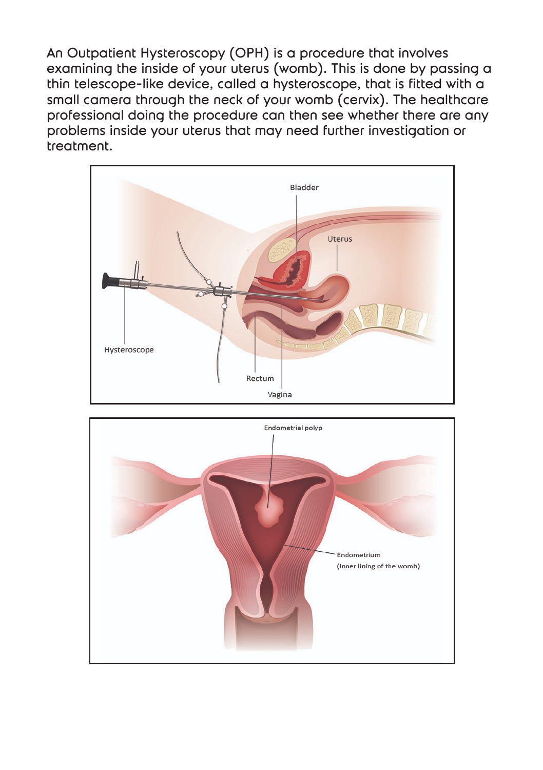An Outpatient Hysteroscopy (OPH) is a procedure that involves examining the inside of your uterus (womb). This is done by passing a thin telescope-like device, called a hysteroscope, that is fitted with a small camera through the neck of your womb (cervix). The healthcare professional doing the procedure can then see whether there are any problems inside your uterus that may need further investigation or treatment.

Bladder

Uterus

Hysteroscope

Rectum

Vagina

Endometrial polyp

Endometrium
(Inner lining of the womb)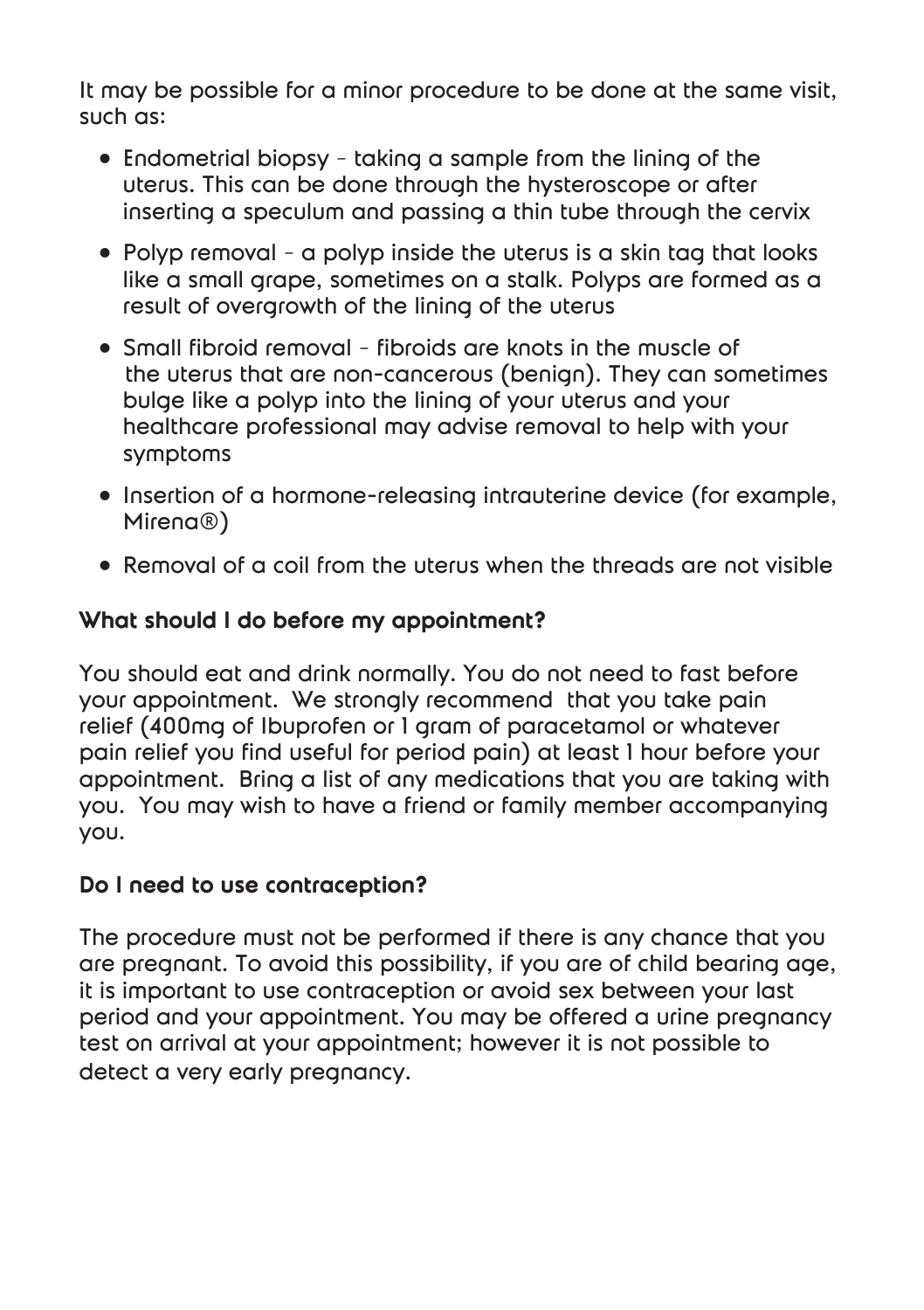It may be possible for a minor procedure to be done at the same visit, such as:

- Endometrial biopsy – taking a sample from the lining of the uterus. This can be done through the hysteroscope or after inserting a speculum and passing a thin tube through the cervix
- Polyp removal – a polyp inside the uterus is a skin tag that looks like a small grape, sometimes on a stalk. Polyps are formed as a result of overgrowth of the lining of the uterus
- Small fibroid removal – fibroids are knots in the muscle of the uterus that are non-cancerous (benign). They can sometimes bulge like a polyp into the lining of your uterus and your healthcare professional may advise removal to help with your symptoms
- Insertion of a hormone-releasing intrauterine device (for example, Mirena®)
- Removal of a coil from the uterus when the threads are not visible

### What should I do before my appointment?

You should eat and drink normally. You do not need to fast before your appointment. We strongly recommend that you take pain relief (400mg of Ibuprofen or 1 gram of paracetamol or whatever pain relief you find useful for period pain) at least 1 hour before your appointment. Bring a list of any medications that you are taking with you. You may wish to have a friend or family member accompanying you.

### Do I need to use contraception?

The procedure must not be performed if there is any chance that you are pregnant. To avoid this possibility, if you are of child bearing age, it is important to use contraception or avoid sex between your last period and your appointment. You may be offered a urine pregnancy test on arrival at your appointment; however it is not possible to detect a very early pregnancy.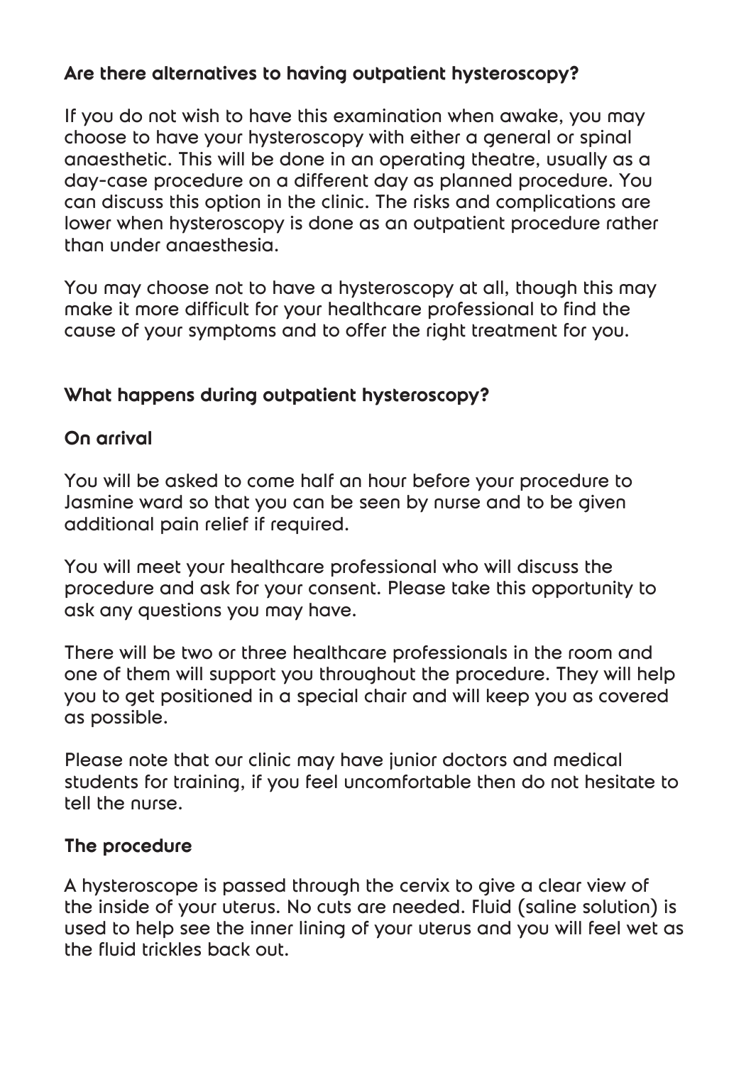## Are there alternatives to having outpatient hysteroscopy?

If you do not wish to have this examination when awake, you may choose to have your hysteroscopy with either a general or spinal anaesthetic. This will be done in an operating theatre, usually as a day-case procedure on a different day as planned procedure. You can discuss this option in the clinic. The risks and complications are lower when hysteroscopy is done as an outpatient procedure rather than under anaesthesia.

You may choose not to have a hysteroscopy at all, though this may make it more difficult for your healthcare professional to find the cause of your symptoms and to offer the right treatment for you.

## What happens during outpatient hysteroscopy?

### On arrival

You will be asked to come half an hour before your procedure to Jasmine ward so that you can be seen by nurse and to be given additional pain relief if required.

You will meet your healthcare professional who will discuss the procedure and ask for your consent. Please take this opportunity to ask any questions you may have.

There will be two or three healthcare professionals in the room and one of them will support you throughout the procedure. They will help you to get positioned in a special chair and will keep you as covered as possible.

Please note that our clinic may have junior doctors and medical students for training, if you feel uncomfortable then do not hesitate to tell the nurse.

### The procedure

A hysteroscope is passed through the cervix to give a clear view of the inside of your uterus. No cuts are needed. Fluid (saline solution) is used to help see the inner lining of your uterus and you will feel wet as the fluid trickles back out.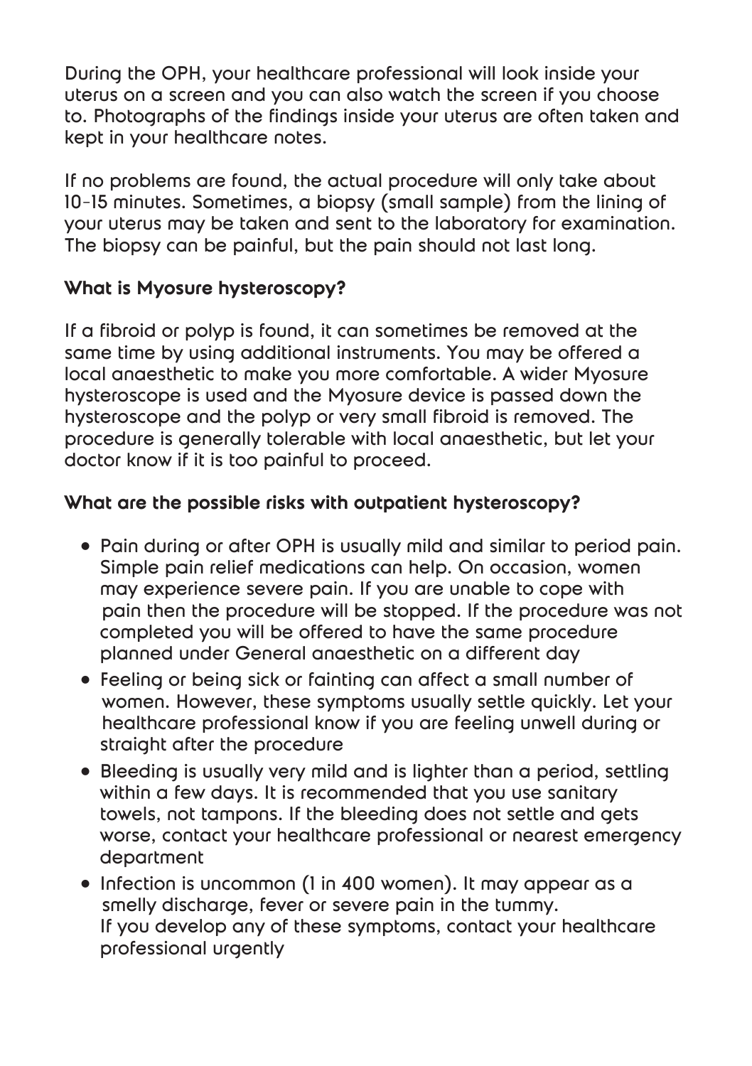During the OPH, your healthcare professional will look inside your uterus on a screen and you can also watch the screen if you choose to. Photographs of the findings inside your uterus are often taken and kept in your healthcare notes.

If no problems are found, the actual procedure will only take about 10-15 minutes. Sometimes, a biopsy (small sample) from the lining of your uterus may be taken and sent to the laboratory for examination. The biopsy can be painful, but the pain should not last long.

## What is Myosure hysteroscopy?

If a fibroid or polyp is found, it can sometimes be removed at the same time by using additional instruments. You may be offered a local anaesthetic to make you more comfortable. A wider Myosure hysteroscope is used and the Myosure device is passed down the hysteroscope and the polyp or very small fibroid is removed. The procedure is generally tolerable with local anaesthetic, but let your doctor know if it is too painful to proceed.

## What are the possible risks with outpatient hysteroscopy?

- Pain during or after OPH is usually mild and similar to period pain. Simple pain relief medications can help. On occasion, women may experience severe pain. If you are unable to cope with pain then the procedure will be stopped. If the procedure was not completed you will be offered to have the same procedure planned under General anaesthetic on a different day
- Feeling or being sick or fainting can affect a small number of women. However, these symptoms usually settle quickly. Let your healthcare professional know if you are feeling unwell during or straight after the procedure
- Bleeding is usually very mild and is lighter than a period, settling within a few days. It is recommended that you use sanitary towels, not tampons. If the bleeding does not settle and gets worse, contact your healthcare professional or nearest emergency department
- Infection is uncommon (1 in 400 women). It may appear as a smelly discharge, fever or severe pain in the tummy. If you develop any of these symptoms, contact your healthcare professional urgently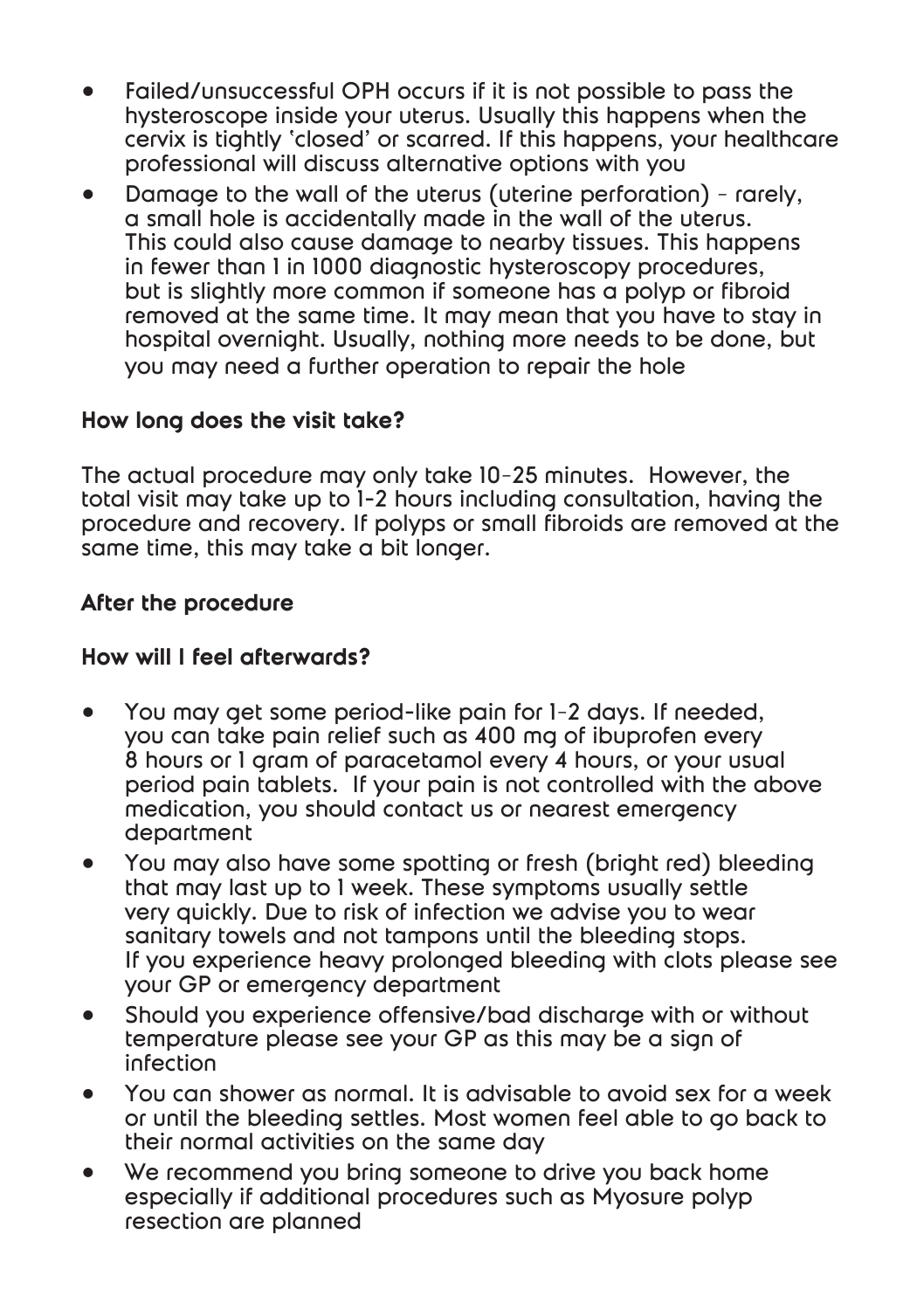- Failed/unsuccessful OPH occurs if it is not possible to pass the hysteroscope inside your uterus. Usually this happens when the cervix is tightly 'closed' or scarred. If this happens, your healthcare professional will discuss alternative options with you
- Damage to the wall of the uterus (uterine perforation) - rarely, a small hole is accidentally made in the wall of the uterus. This could also cause damage to nearby tissues. This happens in fewer than 1 in 1000 diagnostic hysteroscopy procedures, but is slightly more common if someone has a polyp or fibroid removed at the same time. It may mean that you have to stay in hospital overnight. Usually, nothing more needs to be done, but you may need a further operation to repair the hole

### How long does the visit take?

The actual procedure may only take 10–25 minutes. However, the total visit may take up to 1-2 hours including consultation, having the procedure and recovery. If polyps or small fibroids are removed at the same time, this may take a bit longer.

## After the procedure

### How will I feel afterwards?

- You may get some period-like pain for 1–2 days. If needed, you can take pain relief such as 400 mg of ibuprofen every 8 hours or 1 gram of paracetamol every 4 hours, or your usual period pain tablets. If your pain is not controlled with the above medication, you should contact us or nearest emergency department
- You may also have some spotting or fresh (bright red) bleeding that may last up to 1 week. These symptoms usually settle very quickly. Due to risk of infection we advise you to wear sanitary towels and not tampons until the bleeding stops. If you experience heavy prolonged bleeding with clots please see your GP or emergency department
- Should you experience offensive/bad discharge with or without temperature please see your GP as this may be a sign of infection
- You can shower as normal. It is advisable to avoid sex for a week or until the bleeding settles. Most women feel able to go back to their normal activities on the same day
- We recommend you bring someone to drive you back home especially if additional procedures such as Myosure polyp resection are planned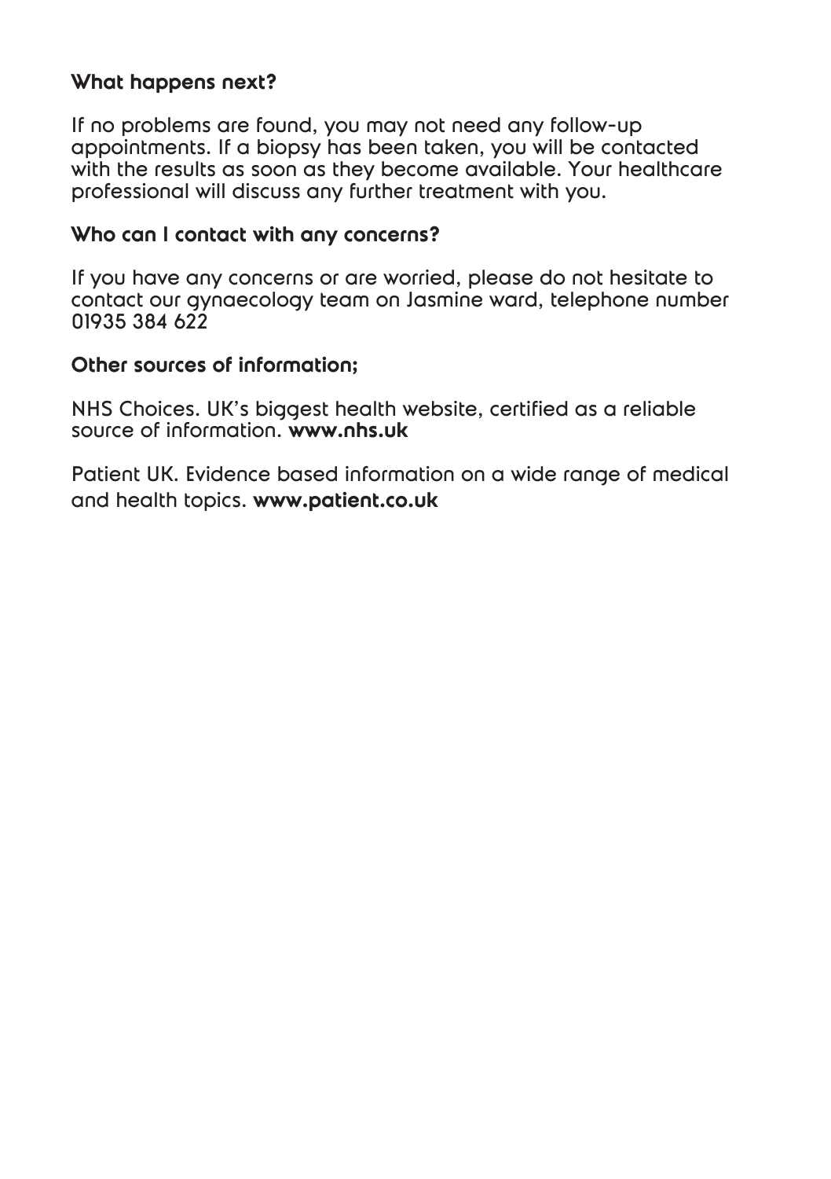### What happens next?

If no problems are found, you may not need any follow-up appointments. If a biopsy has been taken, you will be contacted with the results as soon as they become available. Your healthcare professional will discuss any further treatment with you.

### Who can I contact with any concerns?

If you have any concerns or are worried, please do not hesitate to contact our gynaecology team on Jasmine ward, telephone number 01935 384 622

### Other sources of information;

NHS Choices. UK's biggest health website, certified as a reliable source of information. **www.nhs.uk**

Patient UK. Evidence based information on a wide range of medical and health topics. **www.patient.co.uk**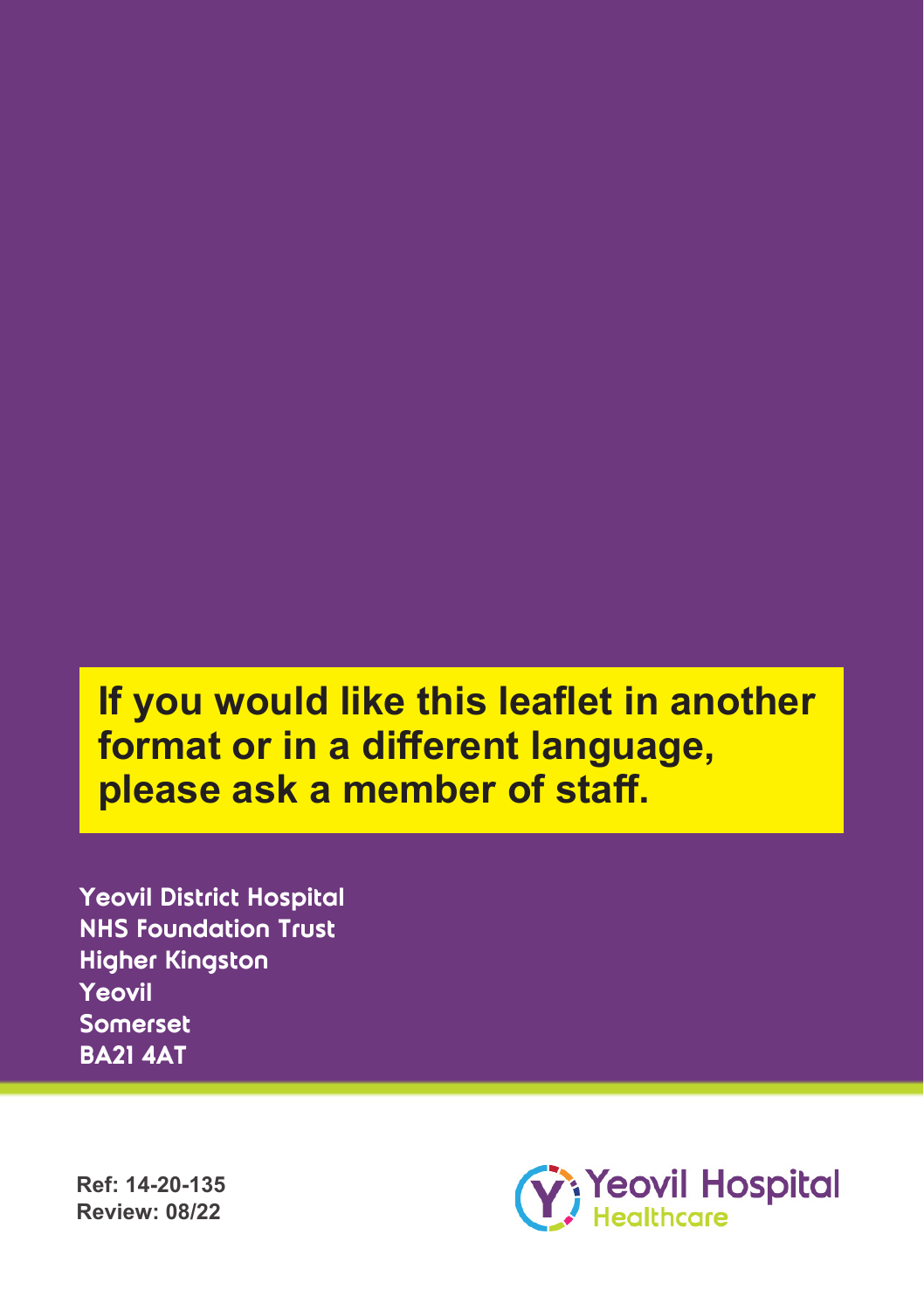**If you would like this leaflet in another format or in a different language, please ask a member of staff.**

Yeovil District Hospital
NHS Foundation Trust
Higher Kingston
Yeovil
Somerset
BA21 4AT

**Ref: 14-20-135**
**Review: 08/22**

Yeovil Hospital
Healthcare